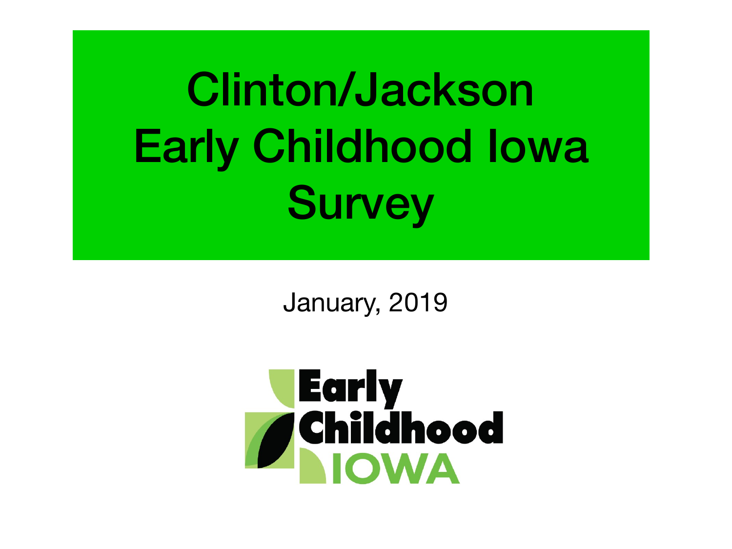# Clinton/Jackson Early Childhood Iowa Survey

January, 2019

Early Childhood IOWA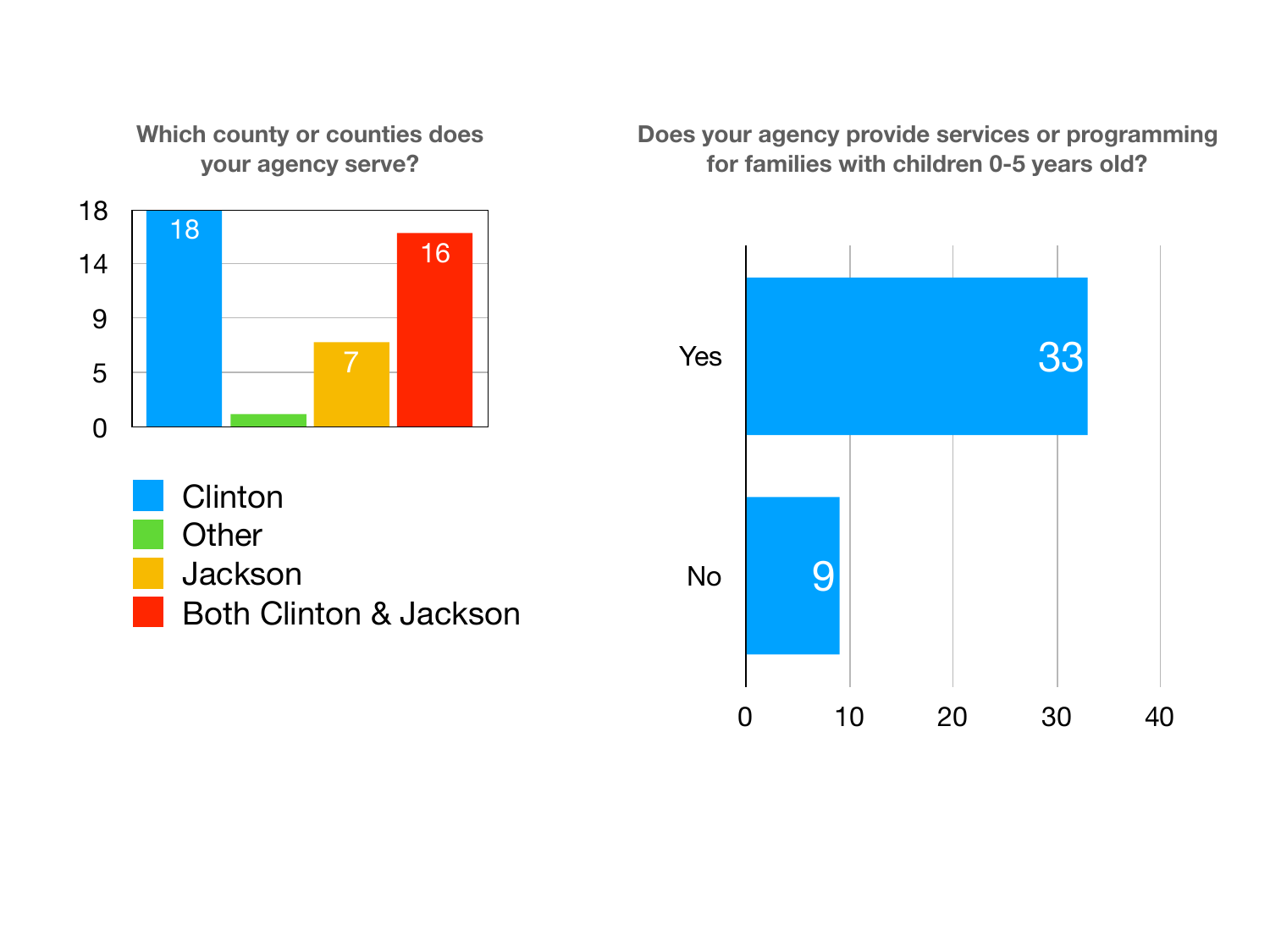### Which county or counties does your agency serve?

| County | Count |
|---|---|
| Clinton | 18 |
| Other | |
| Jackson | 7 |
| Both Clinton & Jackson | 16 |

### Does your agency provide services or programming for families with children 0-5 years old?

| Response | Count |
|---|---|
| Yes | 33 |
| No | 9 |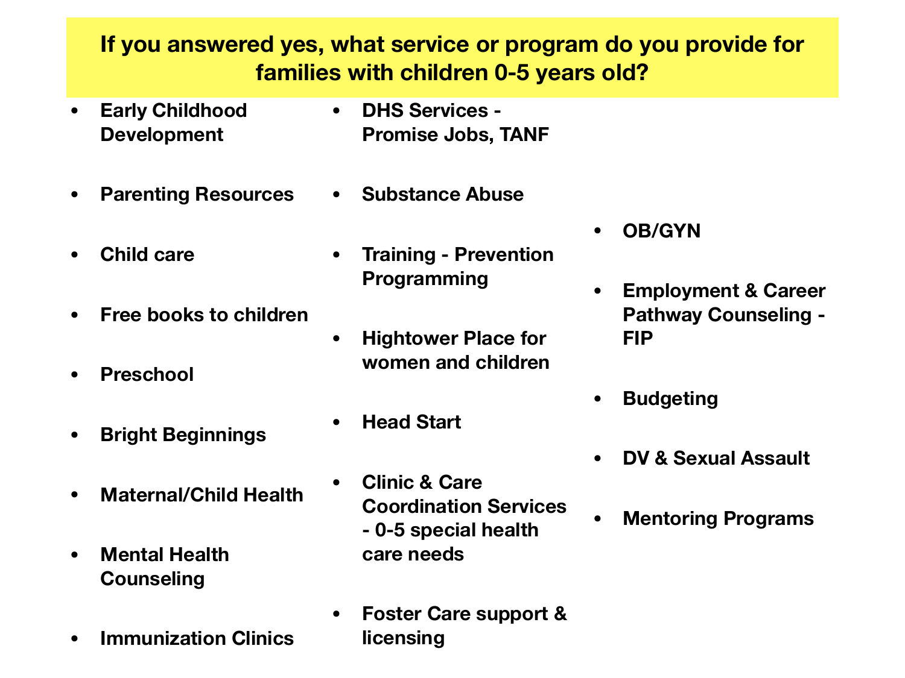## If you answered yes, what service or program do you provide for families with children 0-5 years old?

- Early Childhood Development
- Parenting Resources
- Child care
- Free books to children
- Preschool
- Bright Beginnings
- Maternal/Child Health
- Mental Health Counseling
- Immunization Clinics
- DHS Services - Promise Jobs, TANF
- Substance Abuse
- Training - Prevention Programming
- Hightower Place for women and children
- Head Start
- Clinic & Care Coordination Services - 0-5 special health care needs
- Foster Care support & licensing
- OB/GYN
- Employment & Career Pathway Counseling - FIP
- Budgeting
- DV & Sexual Assault
- Mentoring Programs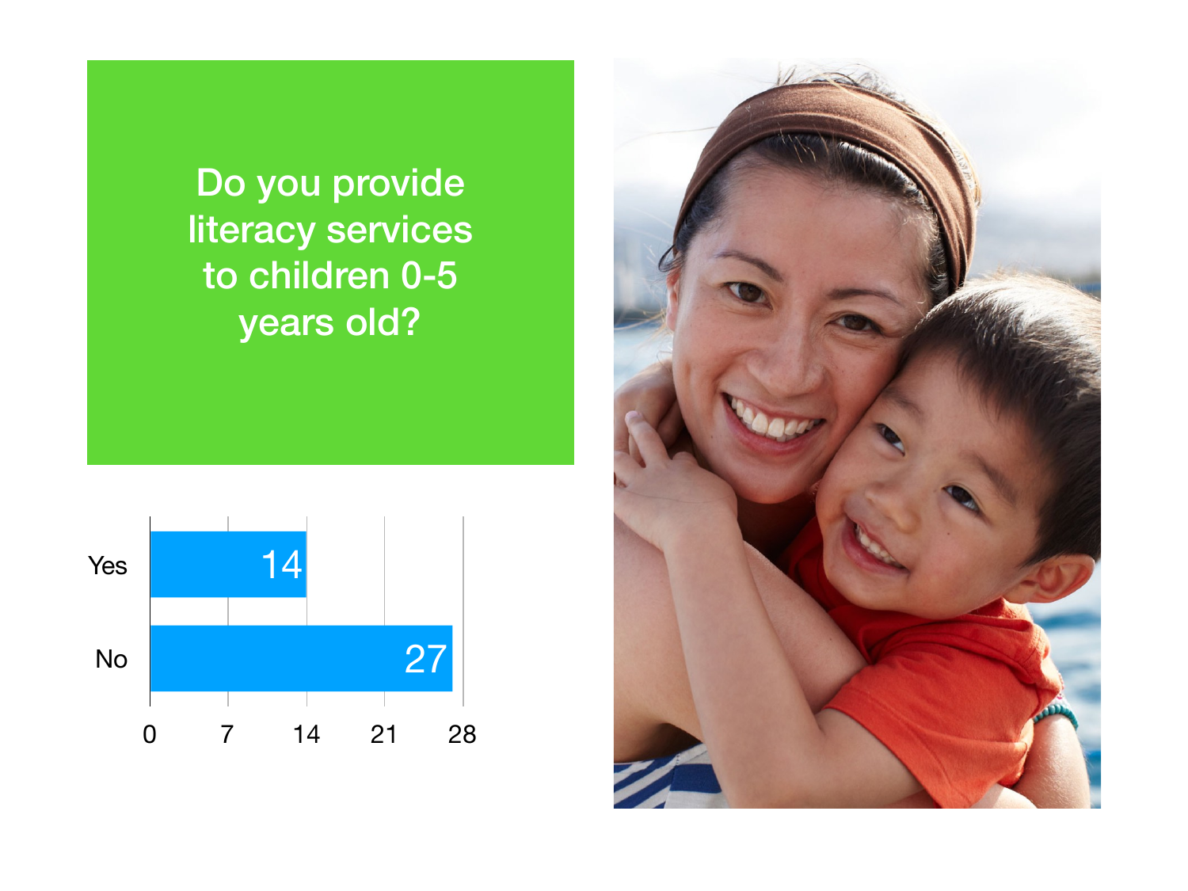# Do you provide literacy services to children 0-5 years old?

| Response | Count |
| --- | --- |
| Yes | 14 |
| No | 27 |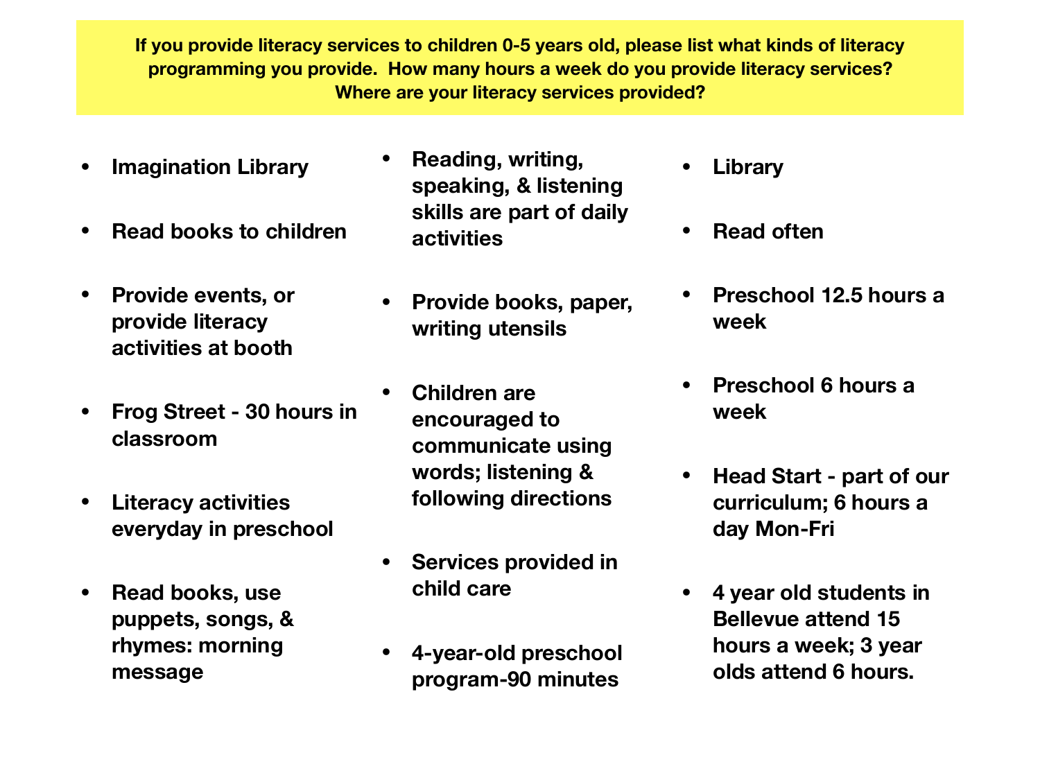**If you provide literacy services to children 0-5 years old, please list what kinds of literacy programming you provide. How many hours a week do you provide literacy services? Where are your literacy services provided?**

- **Imagination Library**
- **Read books to children**
- **Provide events, or provide literacy activities at booth**
- **Frog Street - 30 hours in classroom**
- **Literacy activities everyday in preschool**
- **Read books, use puppets, songs, & rhymes: morning message**
- **Reading, writing, speaking, & listening skills are part of daily activities**
- **Provide books, paper, writing utensils**
- **Children are encouraged to communicate using words; listening & following directions**
- **Services provided in child care**
- **4-year-old preschool program-90 minutes**
- **Library**
- **Read often**
- **Preschool 12.5 hours a week**
- **Preschool 6 hours a week**
- **Head Start - part of our curriculum; 6 hours a day Mon-Fri**
- **4 year old students in Bellevue attend 15 hours a week; 3 year olds attend 6 hours.**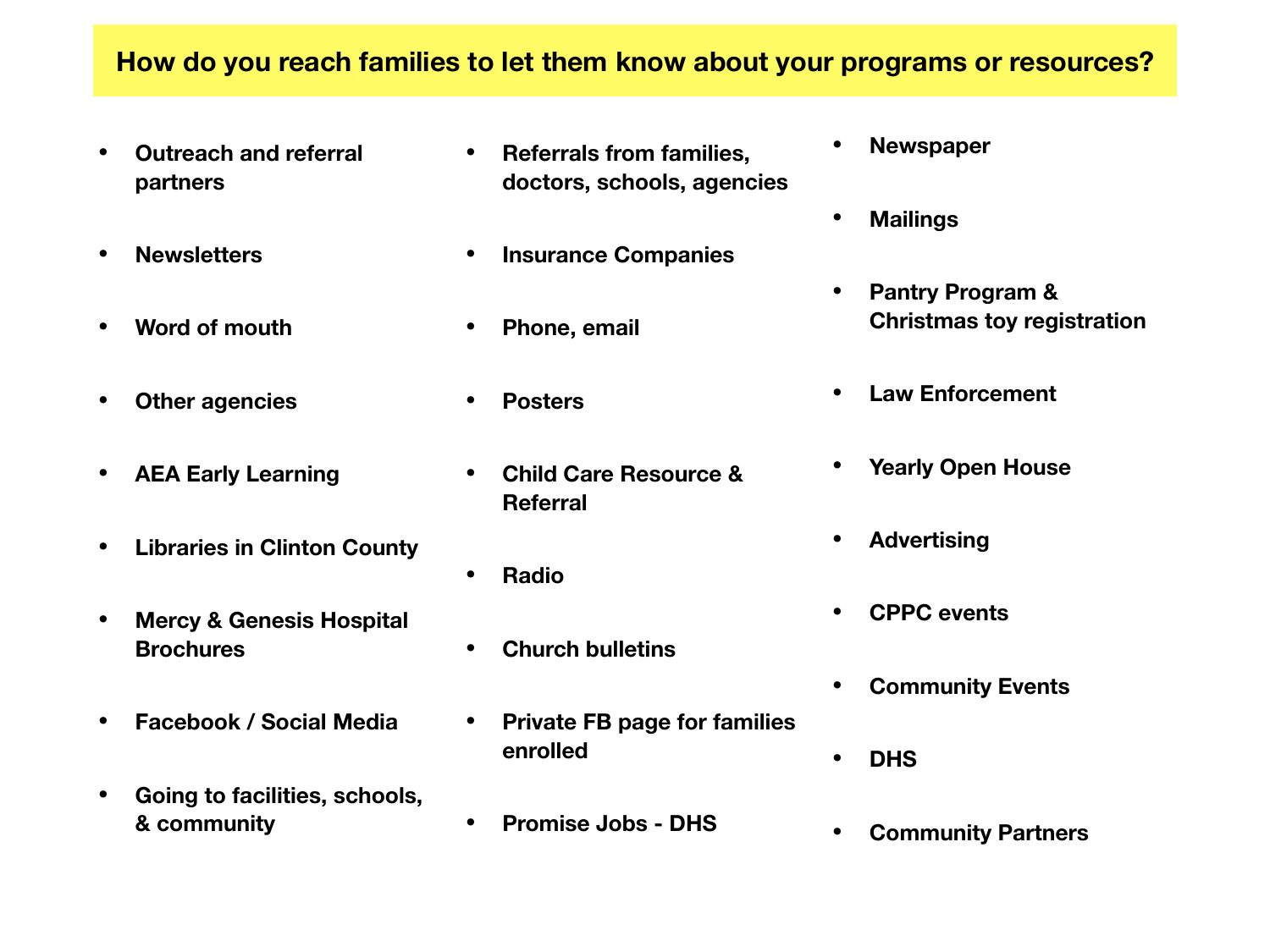# How do you reach families to let them know about your programs or resources?

- Outreach and referral partners
- Newsletters
- Word of mouth
- Other agencies
- AEA Early Learning
- Libraries in Clinton County
- Mercy & Genesis Hospital Brochures
- Facebook / Social Media
- Going to facilities, schools, & community
- Referrals from families, doctors, schools, agencies
- Insurance Companies
- Phone, email
- Posters
- Child Care Resource & Referral
- Radio
- Church bulletins
- Private FB page for families enrolled
- Promise Jobs - DHS
- Newspaper
- Mailings
- Pantry Program & Christmas toy registration
- Law Enforcement
- Yearly Open House
- Advertising
- CPPC events
- Community Events
- DHS
- Community Partners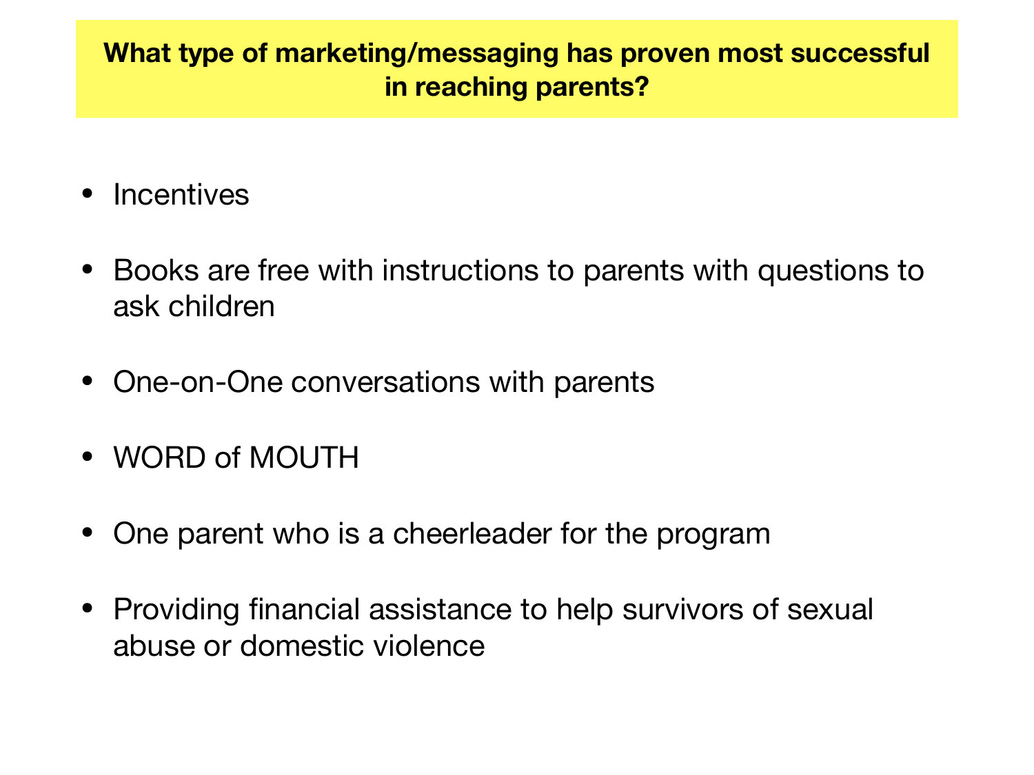**What type of marketing/messaging has proven most successful in reaching parents?**

- Incentives
- Books are free with instructions to parents with questions to ask children
- One-on-One conversations with parents
- WORD of MOUTH
- One parent who is a cheerleader for the program
- Providing financial assistance to help survivors of sexual abuse or domestic violence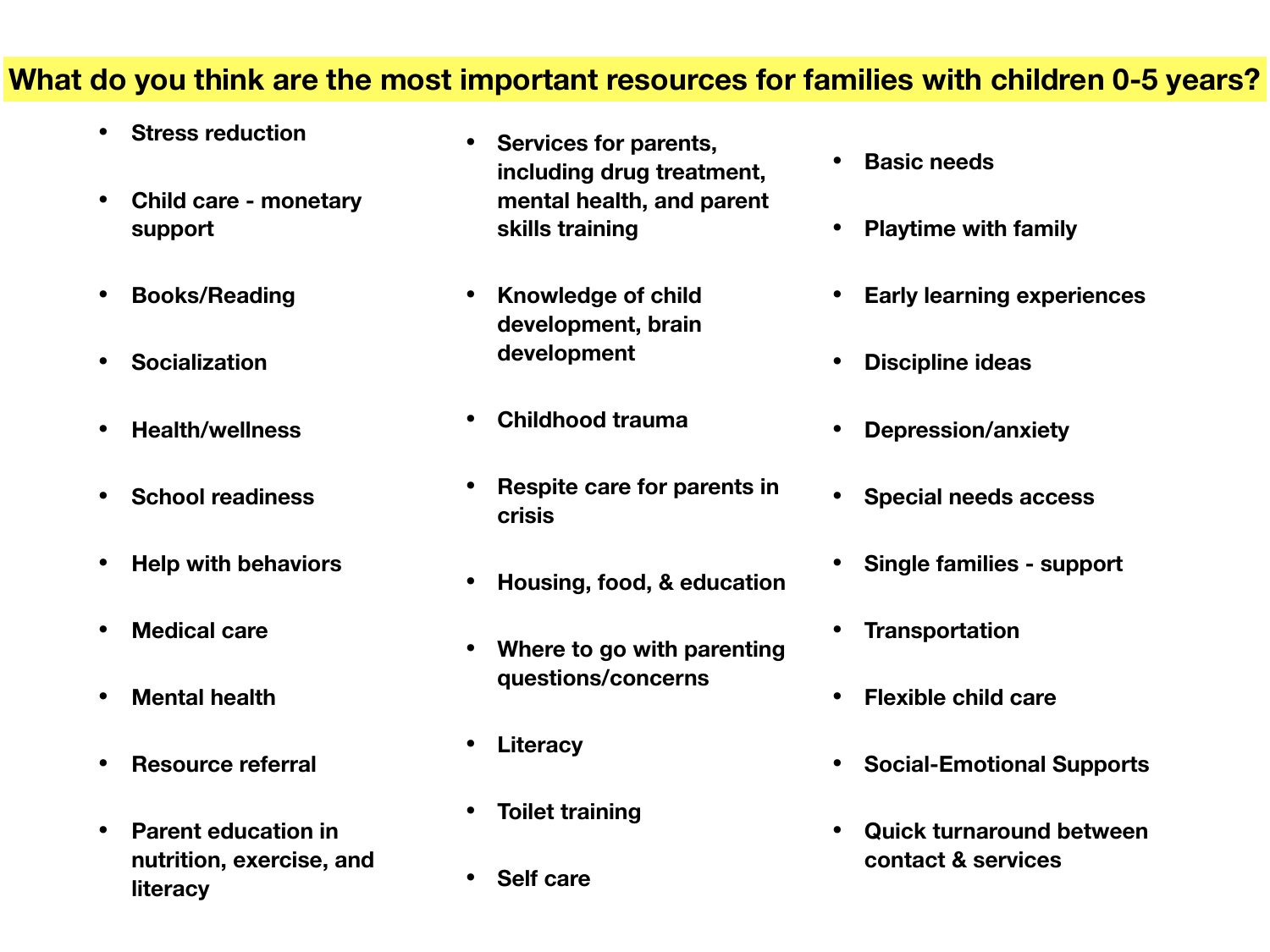# What do you think are the most important resources for families with children 0-5 years?

- Stress reduction
- Child care - monetary support
- Books/Reading
- Socialization
- Health/wellness
- School readiness
- Help with behaviors
- Medical care
- Mental health
- Resource referral
- Parent education in nutrition, exercise, and literacy
- Services for parents, including drug treatment, mental health, and parent skills training
- Knowledge of child development, brain development
- Childhood trauma
- Respite care for parents in crisis
- Housing, food, & education
- Where to go with parenting questions/concerns
- Literacy
- Toilet training
- Self care
- Basic needs
- Playtime with family
- Early learning experiences
- Discipline ideas
- Depression/anxiety
- Special needs access
- Single families - support
- Transportation
- Flexible child care
- Social-Emotional Supports
- Quick turnaround between contact & services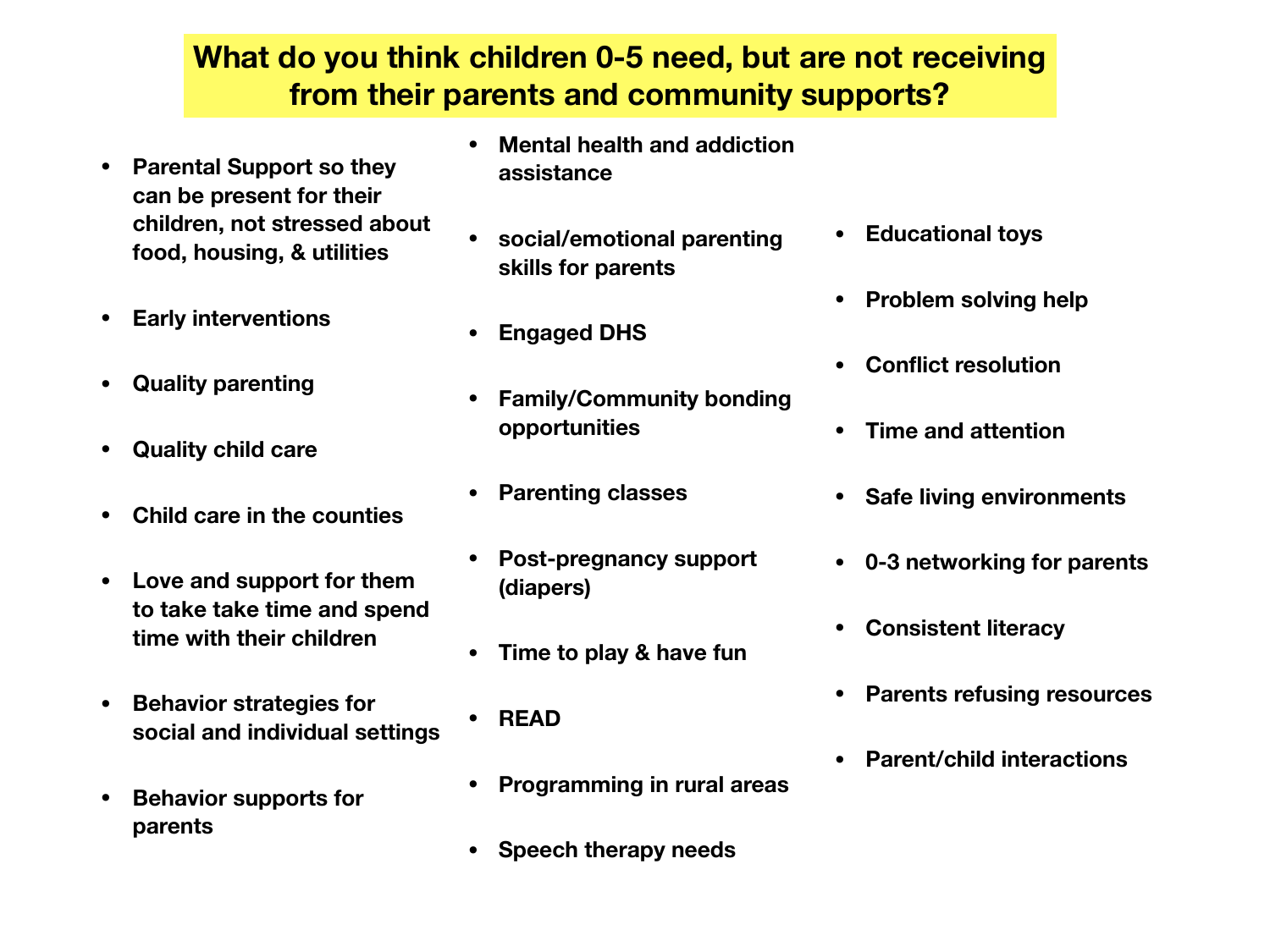# What do you think children 0-5 need, but are not receiving from their parents and community supports?

- Parental Support so they can be present for their children, not stressed about food, housing, & utilities
- Early interventions
- Quality parenting
- Quality child care
- Child care in the counties
- Love and support for them to take take time and spend time with their children
- Behavior strategies for social and individual settings
- Behavior supports for parents
- Mental health and addiction assistance
- social/emotional parenting skills for parents
- Engaged DHS
- Family/Community bonding opportunities
- Parenting classes
- Post-pregnancy support (diapers)
- Time to play & have fun
- READ
- Programming in rural areas
- Speech therapy needs
- Educational toys
- Problem solving help
- Conflict resolution
- Time and attention
- Safe living environments
- 0-3 networking for parents
- Consistent literacy
- Parents refusing resources
- Parent/child interactions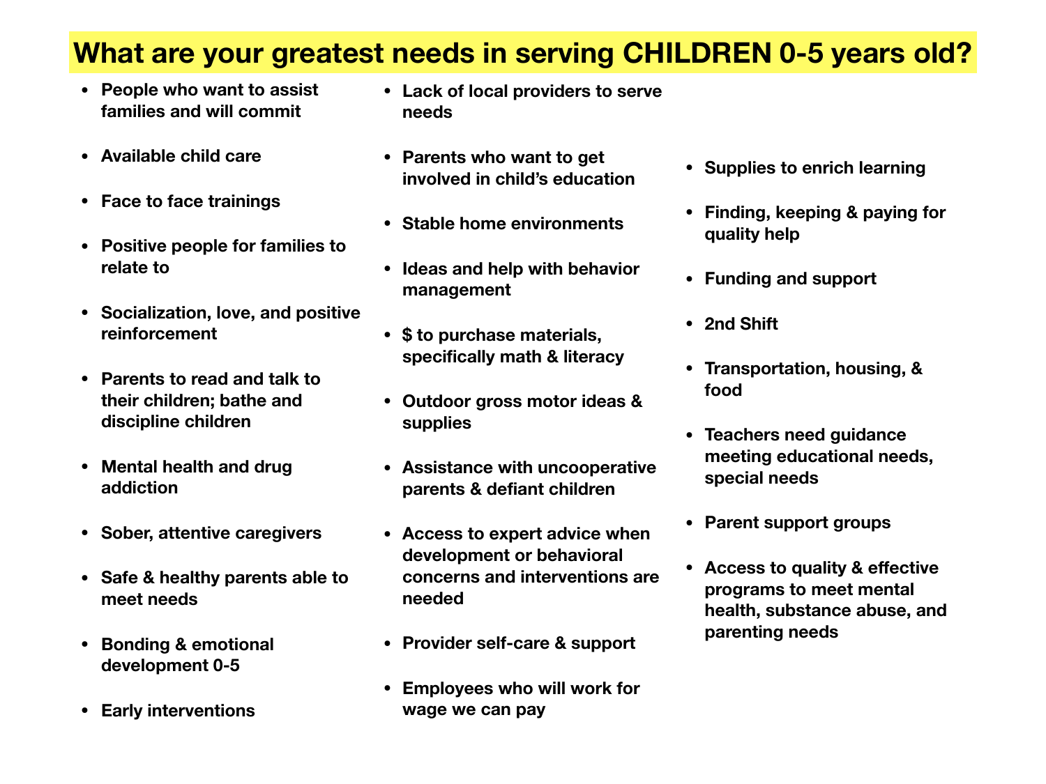# What are your greatest needs in serving CHILDREN 0-5 years old?

- People who want to assist families and will commit
- Available child care
- Face to face trainings
- Positive people for families to relate to
- Socialization, love, and positive reinforcement
- Parents to read and talk to their children; bathe and discipline children
- Mental health and drug addiction
- Sober, attentive caregivers
- Safe & healthy parents able to meet needs
- Bonding & emotional development 0-5
- Early interventions
- Lack of local providers to serve needs
- Parents who want to get involved in child's education
- Stable home environments
- Ideas and help with behavior management
- $ to purchase materials, specifically math & literacy
- Outdoor gross motor ideas & supplies
- Assistance with uncooperative parents & defiant children
- Access to expert advice when development or behavioral concerns and interventions are needed
- Provider self-care & support
- Employees who will work for wage we can pay
- Supplies to enrich learning
- Finding, keeping & paying for quality help
- Funding and support
- 2nd Shift
- Transportation, housing, & food
- Teachers need guidance meeting educational needs, special needs
- Parent support groups
- Access to quality & effective programs to meet mental health, substance abuse, and parenting needs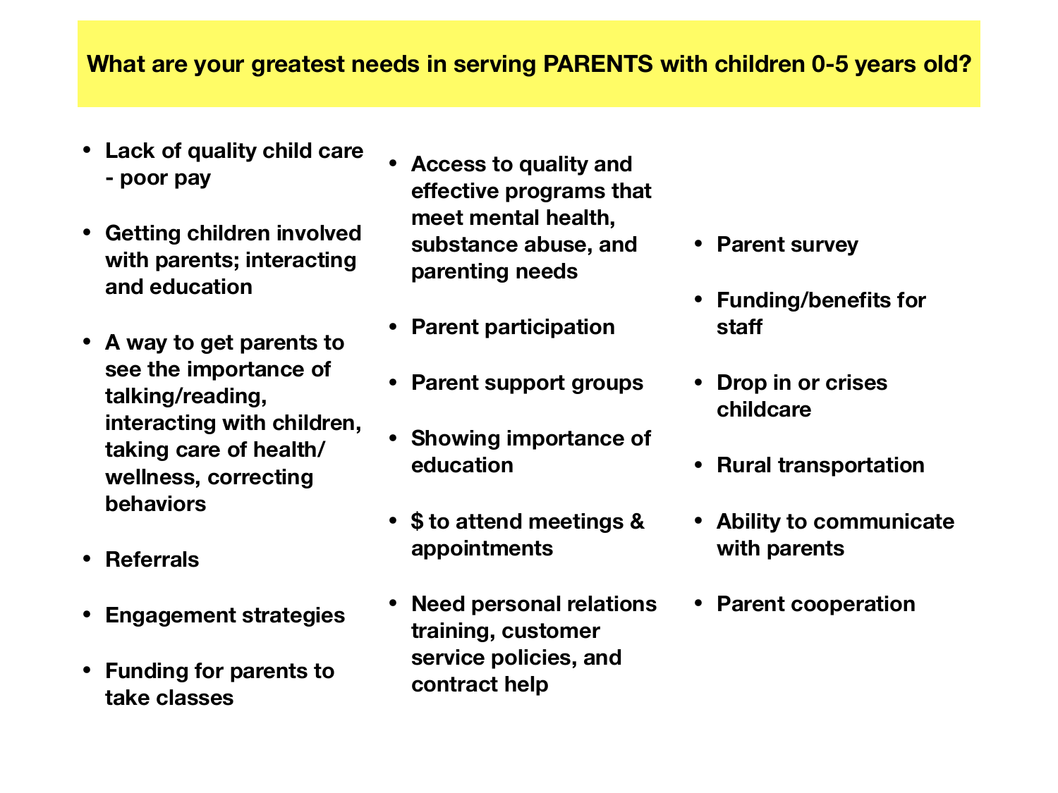## What are your greatest needs in serving PARENTS with children 0-5 years old?

- Lack of quality child care - poor pay
- Getting children involved with parents; interacting and education
- A way to get parents to see the importance of talking/reading, interacting with children, taking care of health/ wellness, correcting behaviors
- Referrals
- Engagement strategies
- Funding for parents to take classes
- Access to quality and effective programs that meet mental health, substance abuse, and parenting needs
- Parent participation
- Parent support groups
- Showing importance of education
- $ to attend meetings & appointments
- Need personal relations training, customer service policies, and contract help
- Parent survey
- Funding/benefits for staff
- Drop in or crises childcare
- Rural transportation
- Ability to communicate with parents
- Parent cooperation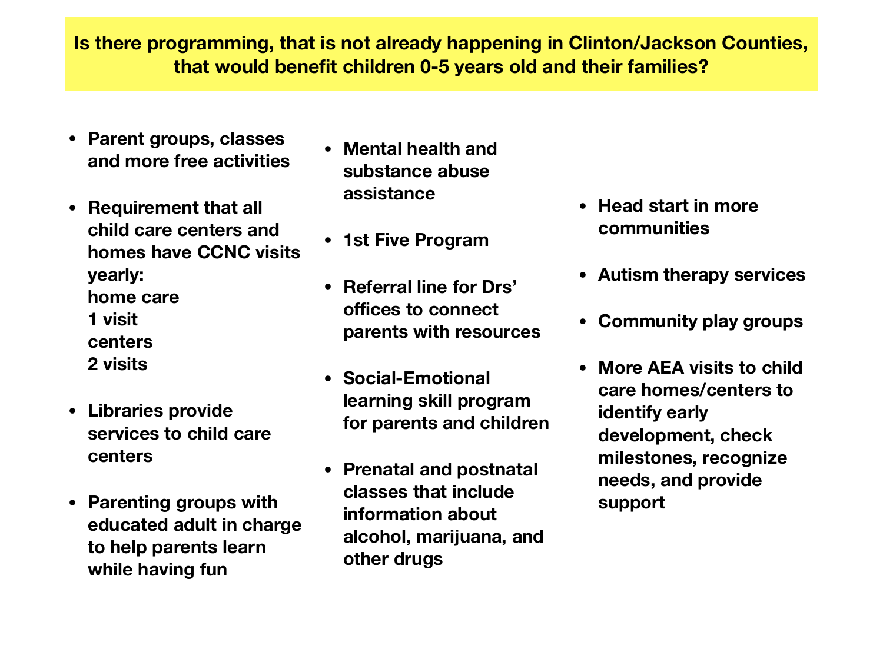**Is there programming, that is not already happening in Clinton/Jackson Counties, that would benefit children 0-5 years old and their families?**

- **Parent groups, classes and more free activities**
- **Requirement that all child care centers and homes have CCNC visits yearly:**
  **home care**
  **1 visit**
  **centers**
  **2 visits**
- **Libraries provide services to child care centers**
- **Parenting groups with educated adult in charge to help parents learn while having fun**
- **Mental health and substance abuse assistance**
- **1st Five Program**
- **Referral line for Drs' offices to connect parents with resources**
- **Social-Emotional learning skill program for parents and children**
- **Prenatal and postnatal classes that include information about alcohol, marijuana, and other drugs**
- **Head start in more communities**
- **Autism therapy services**
- **Community play groups**
- **More AEA visits to child care homes/centers to identify early development, check milestones, recognize needs, and provide support**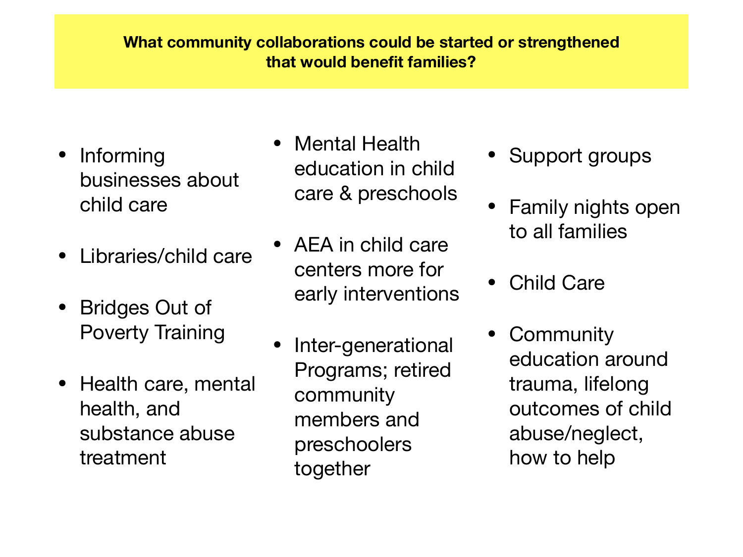**What community collaborations could be started or strengthened that would benefit families?**

- Informing businesses about child care
- Libraries/child care
- Bridges Out of Poverty Training
- Health care, mental health, and substance abuse treatment
- Mental Health education in child care & preschools
- AEA in child care centers more for early interventions
- Inter-generational Programs; retired community members and preschoolers together
- Support groups
- Family nights open to all families
- Child Care
- Community education around trauma, lifelong outcomes of child abuse/neglect, how to help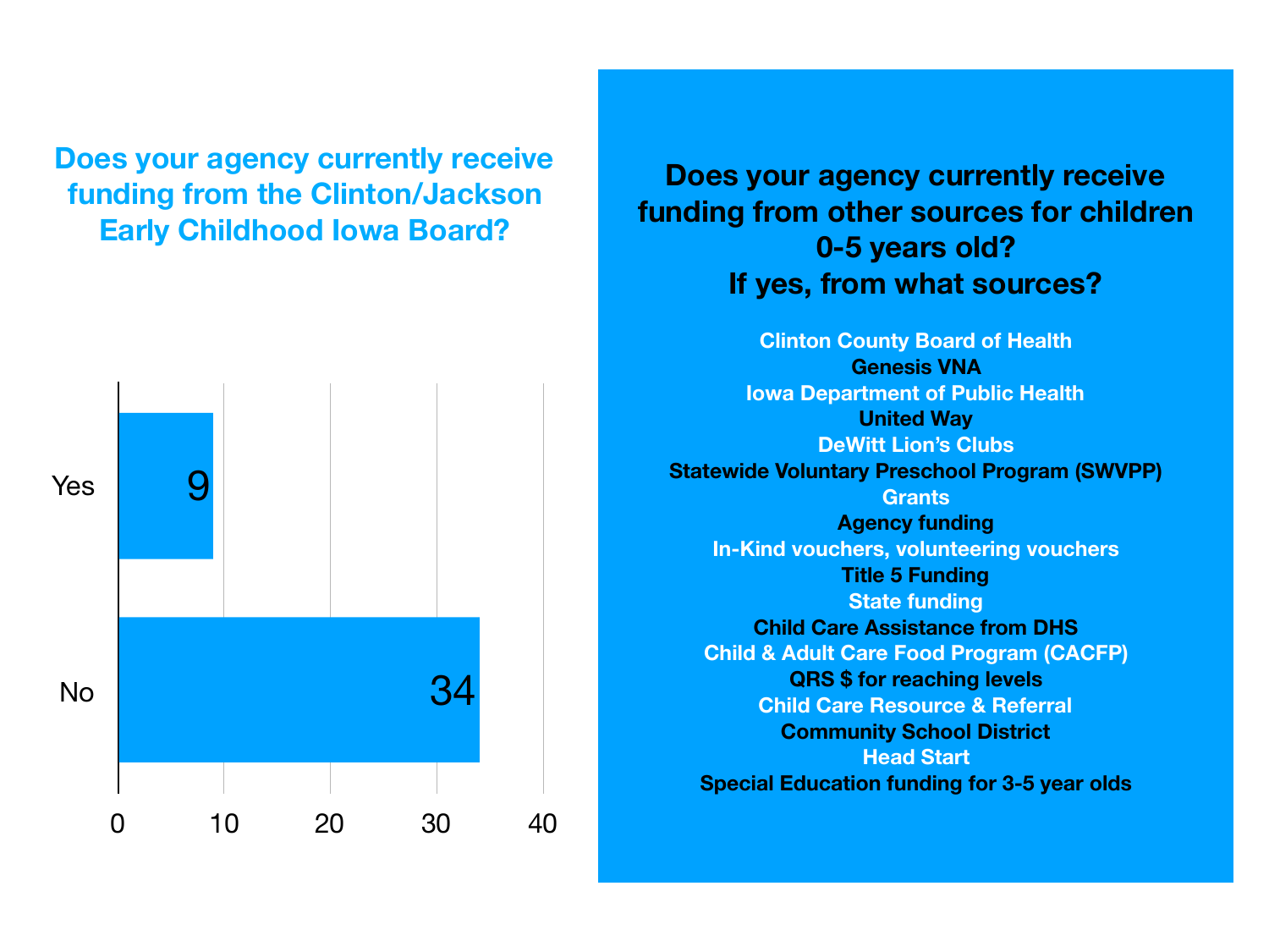## Does your agency currently receive funding from the Clinton/Jackson Early Childhood Iowa Board?

| Response | Count |
|---|---|
| Yes | 9 |
| No | 34 |

## Does your agency currently receive funding from other sources for children 0-5 years old? If yes, from what sources?

- Clinton County Board of Health
- Genesis VNA
- Iowa Department of Public Health
- United Way
- DeWitt Lion's Clubs
- Statewide Voluntary Preschool Program (SWVPP)
- Grants
- Agency funding
- In-Kind vouchers, volunteering vouchers
- Title 5 Funding
- State funding
- Child Care Assistance from DHS
- Child & Adult Care Food Program (CACFP)
- QRS $ for reaching levels
- Child Care Resource & Referral
- Community School District
- Head Start
- Special Education funding for 3-5 year olds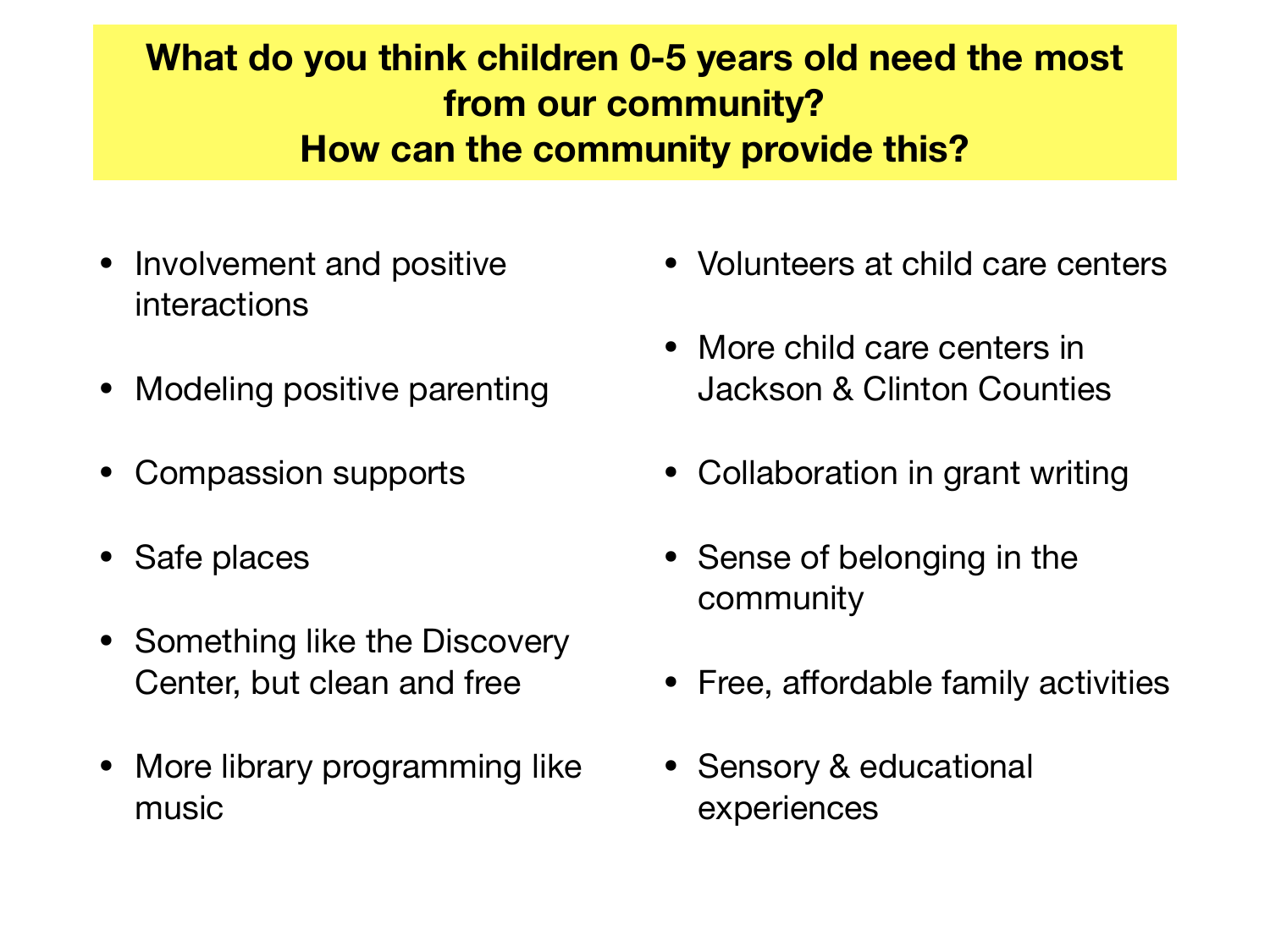**What do you think children 0-5 years old need the most from our community?**
**How can the community provide this?**

- Involvement and positive interactions
- Modeling positive parenting
- Compassion supports
- Safe places
- Something like the Discovery Center, but clean and free
- More library programming like music
- Volunteers at child care centers
- More child care centers in Jackson & Clinton Counties
- Collaboration in grant writing
- Sense of belonging in the community
- Free, affordable family activities
- Sensory & educational experiences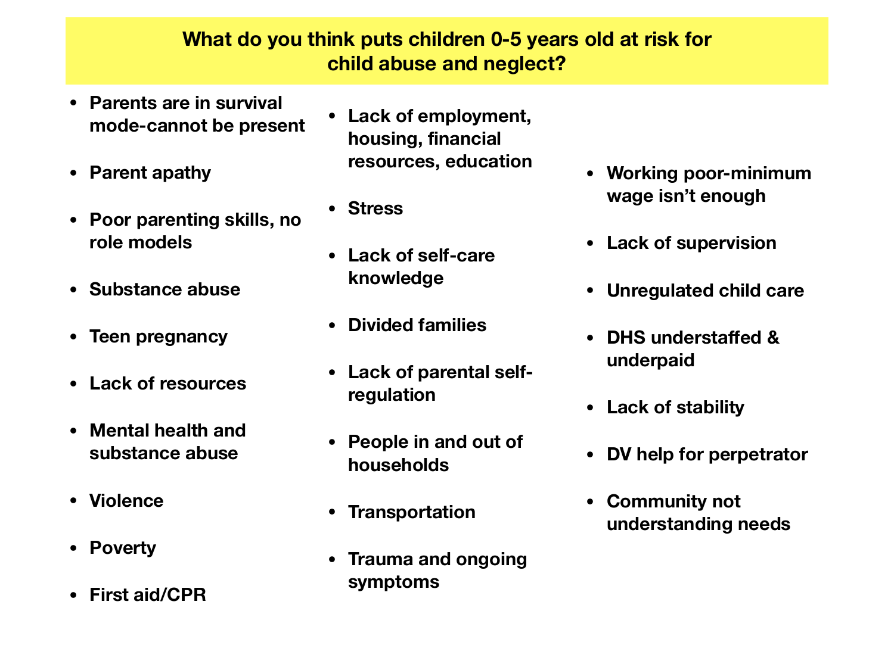**What do you think puts children 0-5 years old at risk for child abuse and neglect?**

- Parents are in survival mode-cannot be present
- Parent apathy
- Poor parenting skills, no role models
- Substance abuse
- Teen pregnancy
- Lack of resources
- Mental health and substance abuse
- Violence
- Poverty
- First aid/CPR
- Lack of employment, housing, financial resources, education
- Stress
- Lack of self-care knowledge
- Divided families
- Lack of parental self-regulation
- People in and out of households
- Transportation
- Trauma and ongoing symptoms
- Working poor-minimum wage isn't enough
- Lack of supervision
- Unregulated child care
- DHS understaffed & underpaid
- Lack of stability
- DV help for perpetrator
- Community not understanding needs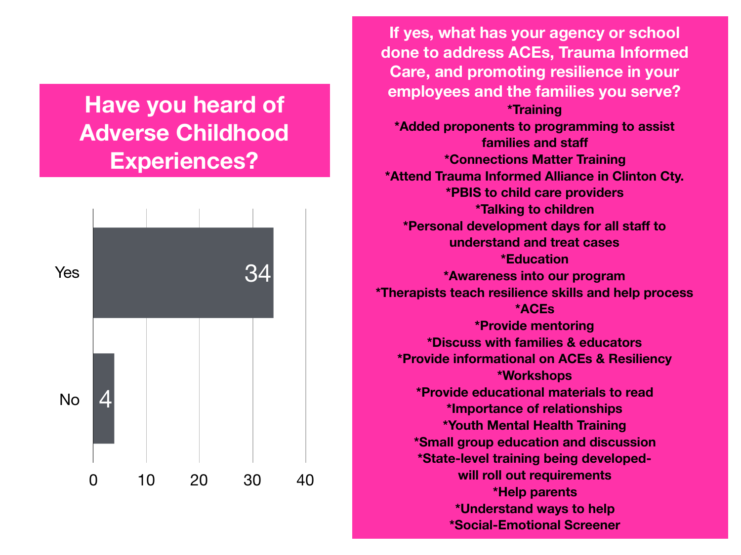## Have you heard of Adverse Childhood Experiences?

| Response | Count |
|---|---|
| Yes | 34 |
| No | 4 |

## If yes, what has your agency or school done to address ACEs, Trauma Informed Care, and promoting resilience in your employees and the families you serve?

*Training
*Added proponents to programming to assist families and staff
*Connections Matter Training
*Attend Trauma Informed Alliance in Clinton Cty.
*PBIS to child care providers
*Talking to children
*Personal development days for all staff to understand and treat cases
*Education
*Awareness into our program
*Therapists teach resilience skills and help process
*ACEs
*Provide mentoring
*Discuss with families & educators
*Provide informational on ACEs & Resiliency
*Workshops
*Provide educational materials to read
*Importance of relationships
*Youth Mental Health Training
*Small group education and discussion
*State-level training being developed- will roll out requirements
*Help parents
*Understand ways to help
*Social-Emotional Screener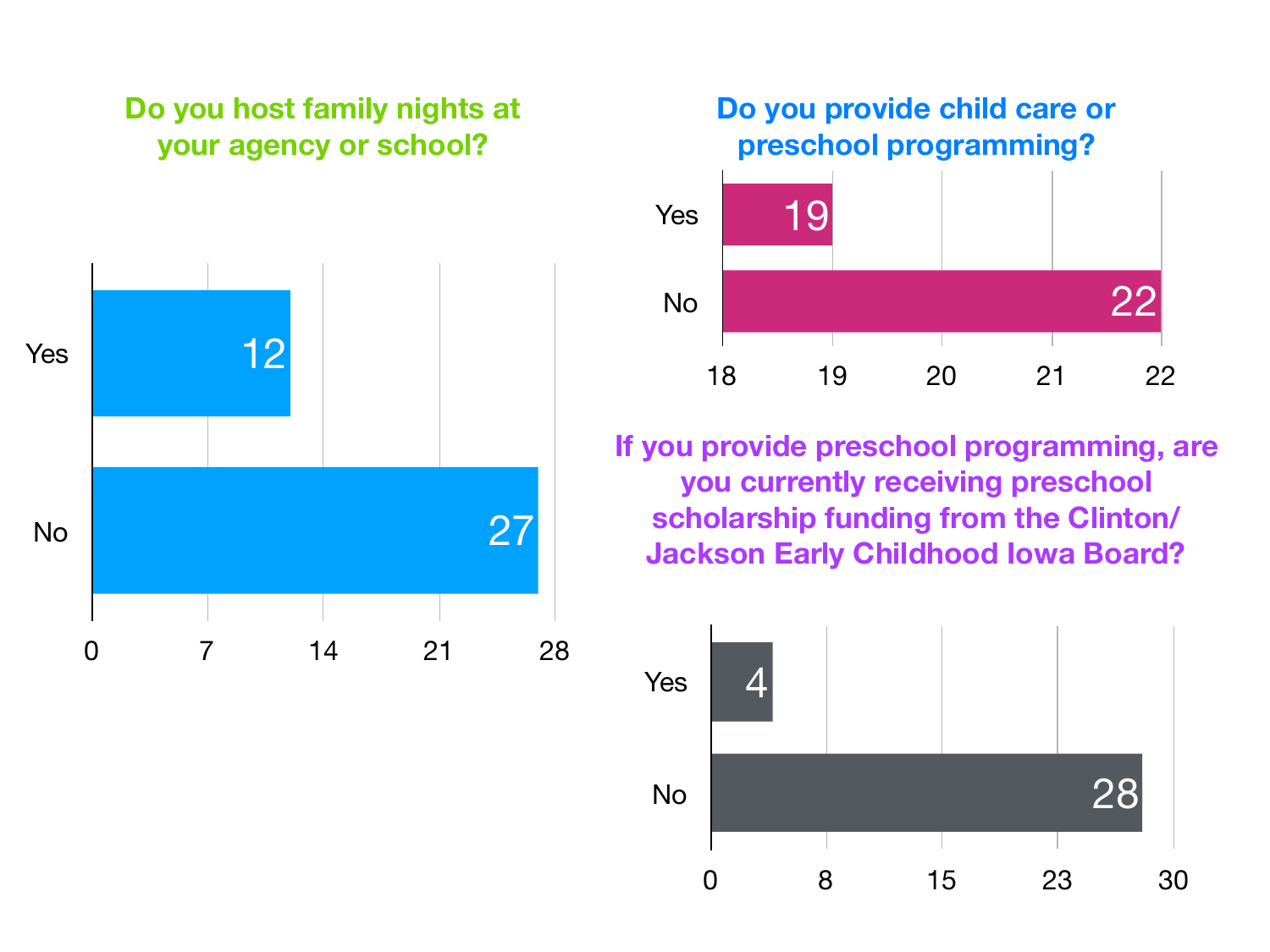## Do you host family nights at your agency or school?

| Response | Count |
|---|---|
| Yes | 12 |
| No | 27 |

## Do you provide child care or preschool programming?

| Response | Count |
|---|---|
| Yes | 19 |
| No | 22 |

## If you provide preschool programming, are you currently receiving preschool scholarship funding from the Clinton/ Jackson Early Childhood Iowa Board?

| Response | Count |
|---|---|
| Yes | 4 |
| No | 28 |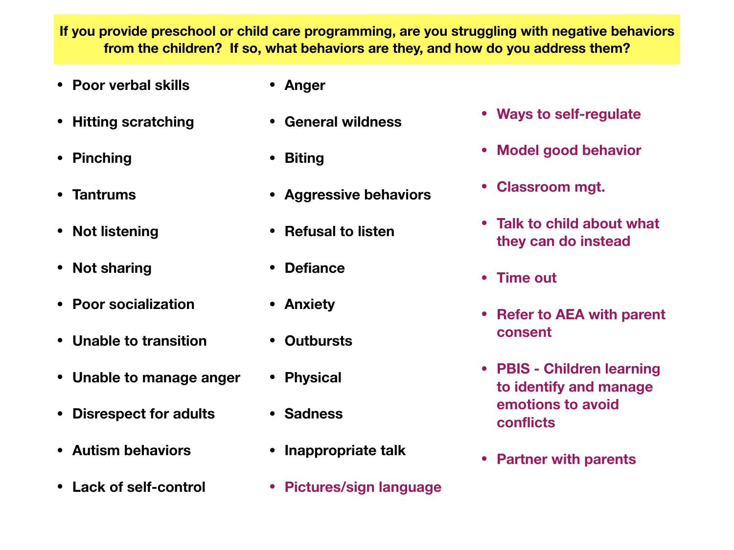**If you provide preschool or child care programming, are you struggling with negative behaviors from the children? If so, what behaviors are they, and how do you address them?**

- Poor verbal skills
- Hitting scratching
- Pinching
- Tantrums
- Not listening
- Not sharing
- Poor socialization
- Unable to transition
- Unable to manage anger
- Disrespect for adults
- Autism behaviors
- Lack of self-control
- Anger
- General wildness
- Biting
- Aggressive behaviors
- Refusal to listen
- Defiance
- Anxiety
- Outbursts
- Physical
- Sadness
- Inappropriate talk
- Pictures/sign language
- Ways to self-regulate
- Model good behavior
- Classroom mgt.
- Talk to child about what they can do instead
- Time out
- Refer to AEA with parent consent
- PBIS - Children learning to identify and manage emotions to avoid conflicts
- Partner with parents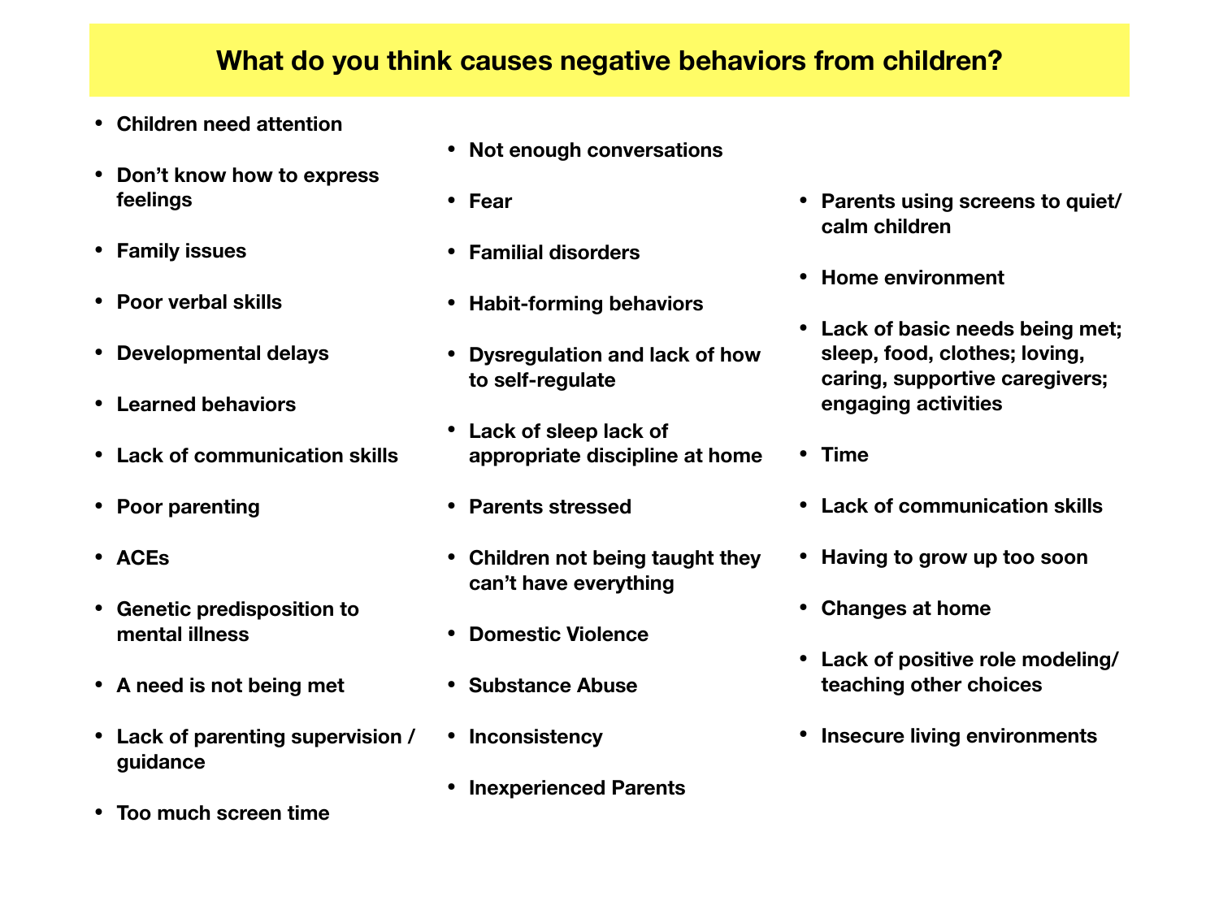# What do you think causes negative behaviors from children?

- Children need attention
- Don't know how to express feelings
- Family issues
- Poor verbal skills
- Developmental delays
- Learned behaviors
- Lack of communication skills
- Poor parenting
- ACEs
- Genetic predisposition to mental illness
- A need is not being met
- Lack of parenting supervision / guidance
- Too much screen time
- Not enough conversations
- Fear
- Familial disorders
- Habit-forming behaviors
- Dysregulation and lack of how to self-regulate
- Lack of sleep lack of appropriate discipline at home
- Parents stressed
- Children not being taught they can't have everything
- Domestic Violence
- Substance Abuse
- Inconsistency
- Inexperienced Parents
- Parents using screens to quiet/ calm children
- Home environment
- Lack of basic needs being met; sleep, food, clothes; loving, caring, supportive caregivers; engaging activities
- Time
- Lack of communication skills
- Having to grow up too soon
- Changes at home
- Lack of positive role modeling/ teaching other choices
- Insecure living environments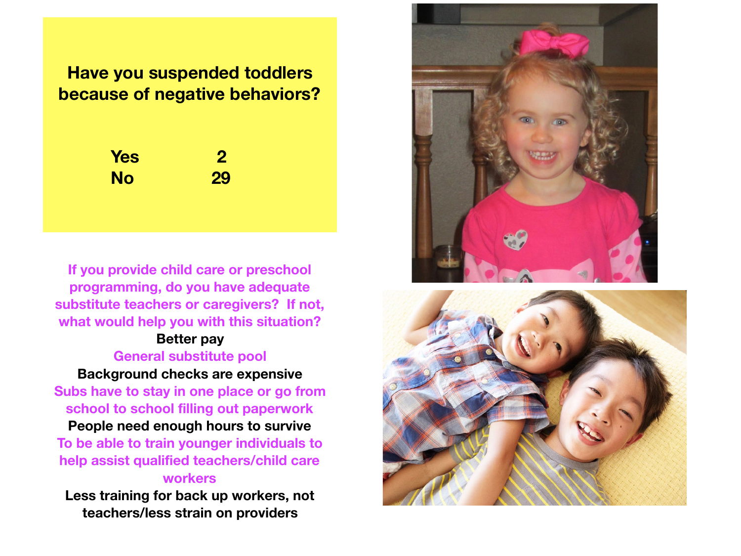**Have you suspended toddlers because of negative behaviors?**

| | |
|---|---|
| Yes | 2 |
| No | 29 |

**If you provide child care or preschool programming, do you have adequate substitute teachers or caregivers? If not, what would help you with this situation?**

**Better pay**

**General substitute pool**

**Background checks are expensive**

**Subs have to stay in one place or go from school to school filling out paperwork**

**People need enough hours to survive**

**To be able to train younger individuals to help assist qualified teachers/child care workers**

**Less training for back up workers, not teachers/less strain on providers**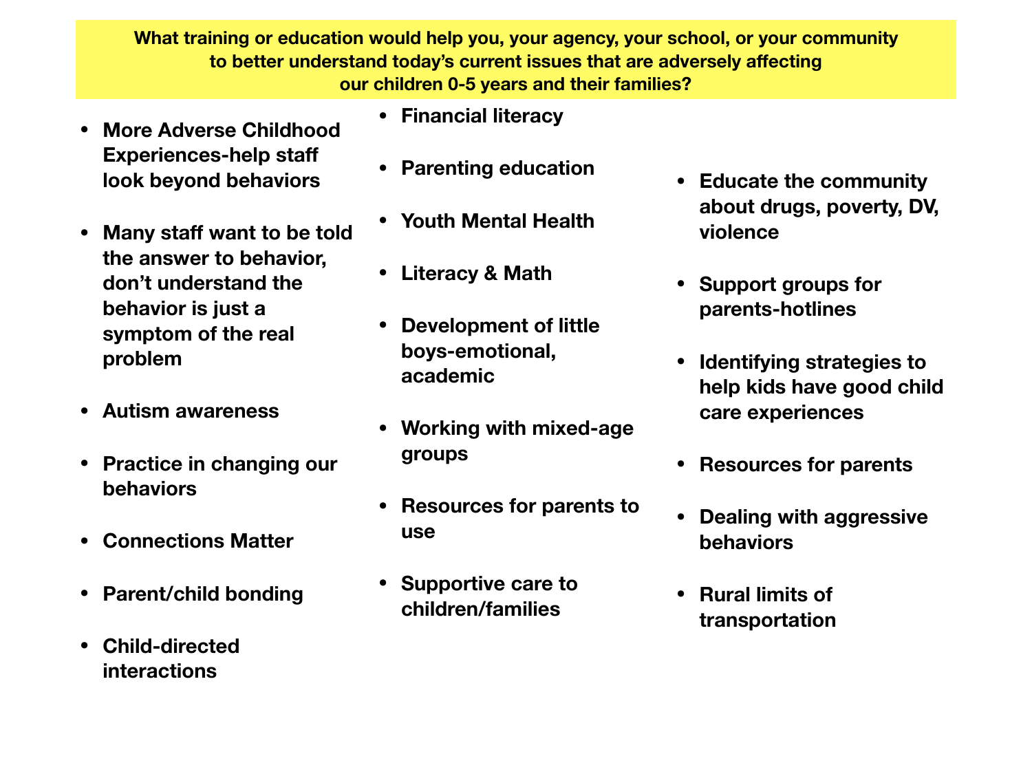**What training or education would help you, your agency, your school, or your community to better understand today's current issues that are adversely affecting our children 0-5 years and their families?**

- More Adverse Childhood Experiences-help staff look beyond behaviors
- Many staff want to be told the answer to behavior, don't understand the behavior is just a symptom of the real problem
- Autism awareness
- Practice in changing our behaviors
- Connections Matter
- Parent/child bonding
- Child-directed interactions
- Financial literacy
- Parenting education
- Youth Mental Health
- Literacy & Math
- Development of little boys-emotional, academic
- Working with mixed-age groups
- Resources for parents to use
- Supportive care to children/families
- Educate the community about drugs, poverty, DV, violence
- Support groups for parents-hotlines
- Identifying strategies to help kids have good child care experiences
- Resources for parents
- Dealing with aggressive behaviors
- Rural limits of transportation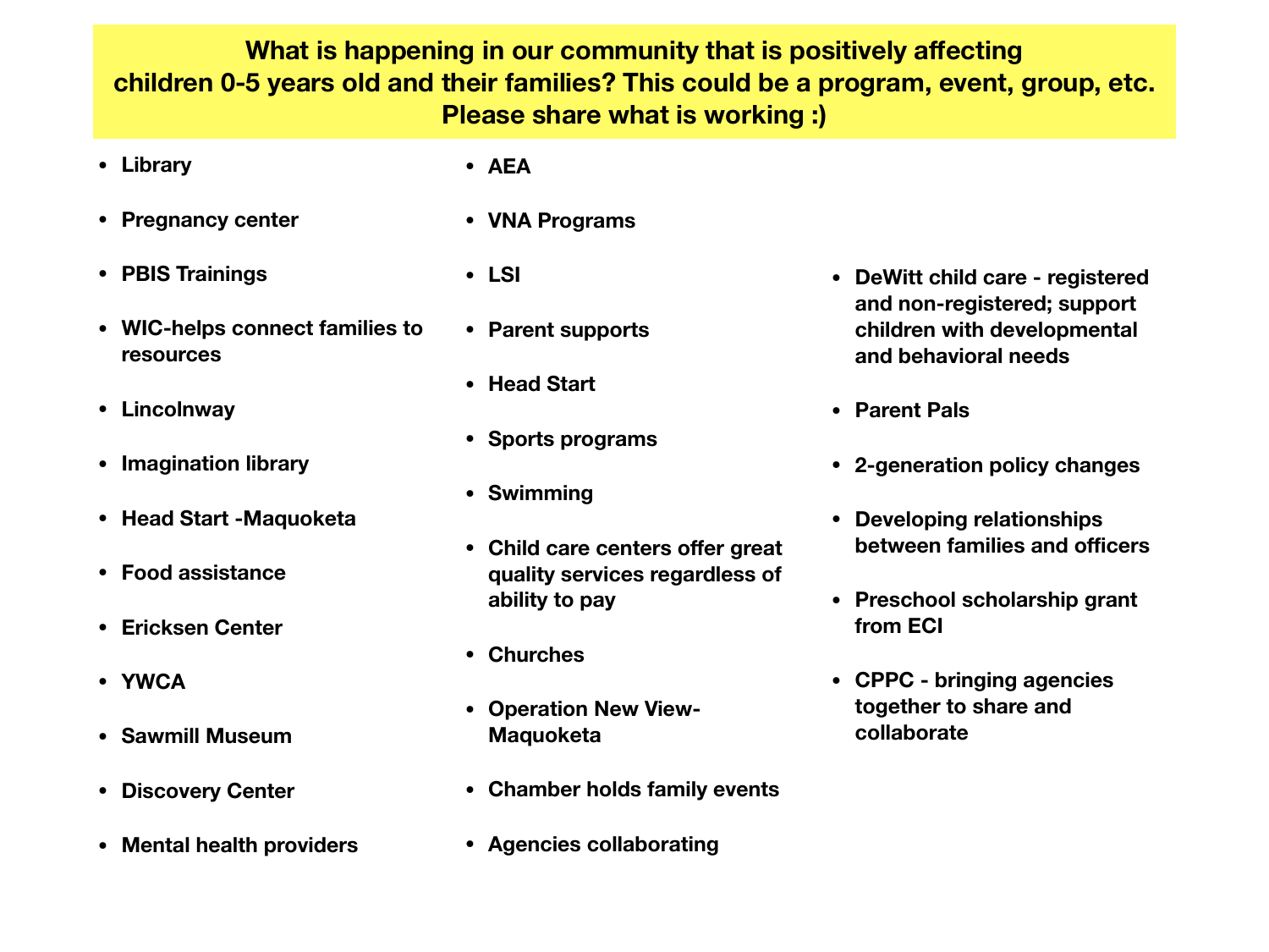**What is happening in our community that is positively affecting children 0-5 years old and their families? This could be a program, event, group, etc. Please share what is working :)**

- Library
- Pregnancy center
- PBIS Trainings
- WIC-helps connect families to resources
- Lincolnway
- Imagination library
- Head Start -Maquoketa
- Food assistance
- Ericksen Center
- YWCA
- Sawmill Museum
- Discovery Center
- Mental health providers
- AEA
- VNA Programs
- LSI
- Parent supports
- Head Start
- Sports programs
- Swimming
- Child care centers offer great quality services regardless of ability to pay
- Churches
- Operation New View- Maquoketa
- Chamber holds family events
- Agencies collaborating
- DeWitt child care - registered and non-registered; support children with developmental and behavioral needs
- Parent Pals
- 2-generation policy changes
- Developing relationships between families and officers
- Preschool scholarship grant from ECI
- CPPC - bringing agencies together to share and collaborate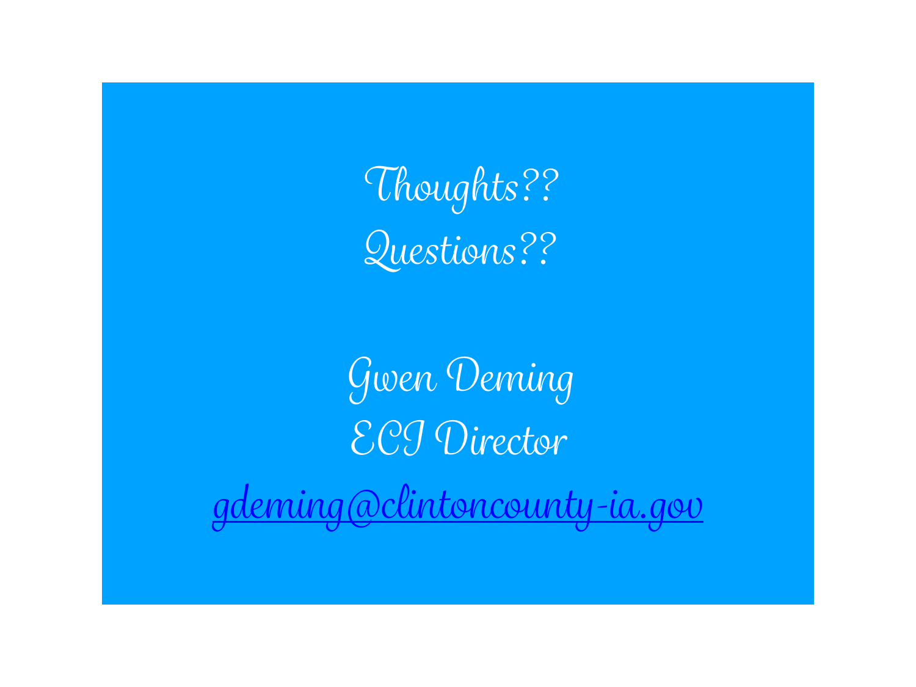Thoughts??

Questions??

Gwen Deming

ECI Director

[gdeming@clintoncounty-ia.gov](mailto:gdeming@clintoncounty-ia.gov)